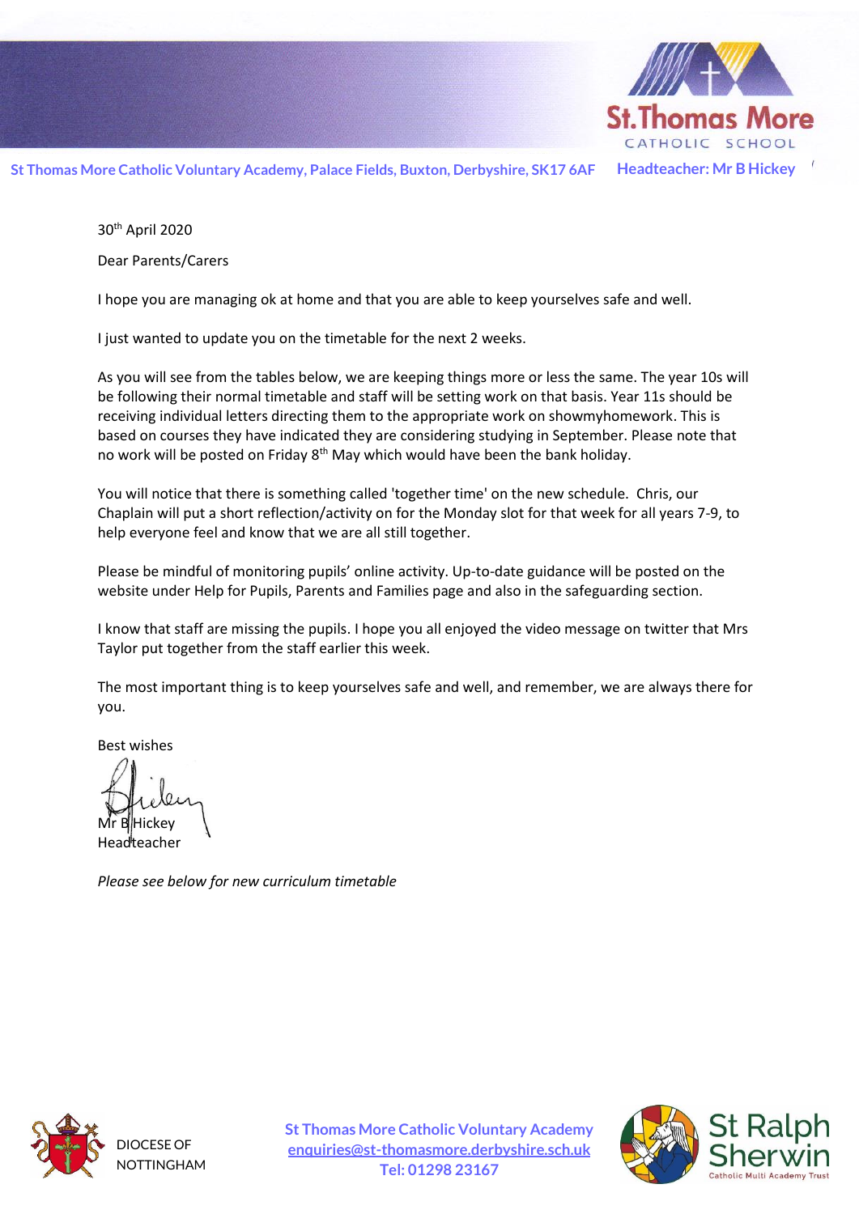St Thomas More Catholic Voluntary Academy, Palace Fields, Buxton, Derbyshire, SK17 6AF

Headteacher: Mr B Hickey

30th April 2020

Dear Parents/Carers

I hope you are managing ok at home and that you are able to keep yourselves safe and well.

I just wanted to update you on the timetable for the next 2 weeks.

As you will see from the tables below, we are keeping things more or less the same. The year 10s will be following their normal timetable and staff will be setting work on that basis. Year 11s should be receiving individual letters directing them to the appropriate work on showmyhomework. This is based on courses they have indicated they are considering studying in September. Please note that no work will be posted on Friday 8th May which would have been the bank holiday.

You will notice that there is something called 'together time' on the new schedule. Chris, our Chaplain will put a short reflection/activity on for the Monday slot for that week for all years 7-9, to help everyone feel and know that we are all still together.

Please be mindful of monitoring pupils' online activity. Up-to-date guidance will be posted on the website under Help for Pupils, Parents and Families page and also in the safeguarding section.

I know that staff are missing the pupils. I hope you all enjoyed the video message on twitter that Mrs Taylor put together from the staff earlier this week.

The most important thing is to keep yourselves safe and well, and remember, we are always there for you.

Best wishes

Mr B Hickey
Headteacher

*Please see below for new curriculum timetable*

DIOCESE OF NOTTINGHAM

St Thomas More Catholic Voluntary Academy
enquiries@st-thomasmore.derbyshire.sch.uk
Tel: 01298 23167

St Ralph Sherwin Catholic Multi Academy Trust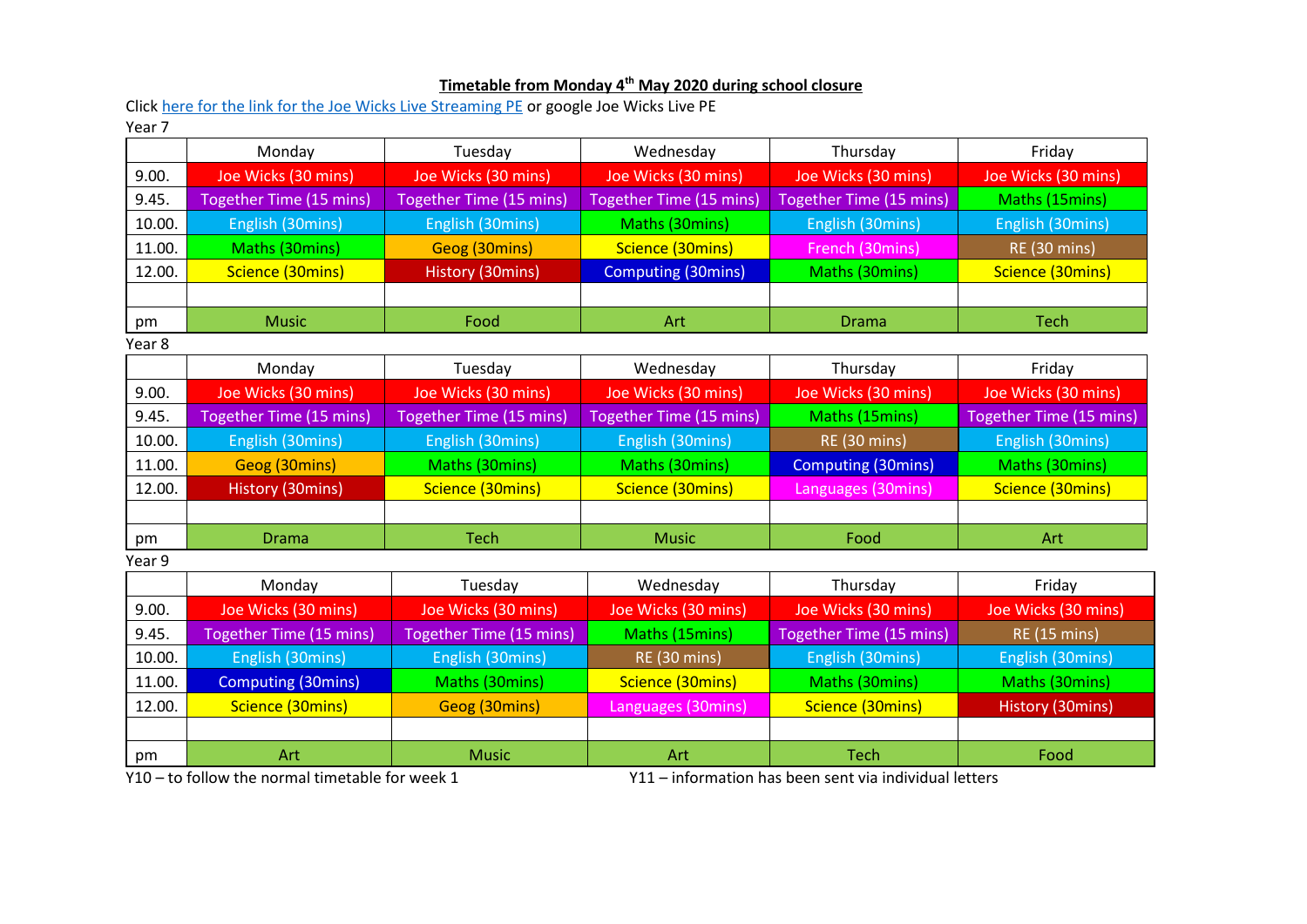**Timetable from Monday 4th May 2020 during school closure**

Click here for the link for the Joe Wicks Live Streaming PE or google Joe Wicks Live PE

Year 7

| | Monday | Tuesday | Wednesday | Thursday | Friday |
|---|---|---|---|---|---|
| 9.00. | Joe Wicks (30 mins) | Joe Wicks (30 mins) | Joe Wicks (30 mins) | Joe Wicks (30 mins) | Joe Wicks (30 mins) |
| 9.45. | Together Time (15 mins) | Together Time (15 mins) | Together Time (15 mins) | Together Time (15 mins) | Maths (15mins) |
| 10.00. | English (30mins) | English (30mins) | Maths (30mins) | English (30mins) | English (30mins) |
| 11.00. | Maths (30mins) | Geog (30mins) | Science (30mins) | French (30mins) | RE (30 mins) |
| 12.00. | Science (30mins) | History (30mins) | Computing (30mins) | Maths (30mins) | Science (30mins) |
| | | | | | |
| pm | Music | Food | Art | Drama | Tech |

Year 8

| | Monday | Tuesday | Wednesday | Thursday | Friday |
|---|---|---|---|---|---|
| 9.00. | Joe Wicks (30 mins) | Joe Wicks (30 mins) | Joe Wicks (30 mins) | Joe Wicks (30 mins) | Joe Wicks (30 mins) |
| 9.45. | Together Time (15 mins) | Together Time (15 mins) | Together Time (15 mins) | Maths (15mins) | Together Time (15 mins) |
| 10.00. | English (30mins) | English (30mins) | English (30mins) | RE (30 mins) | English (30mins) |
| 11.00. | Geog (30mins) | Maths (30mins) | Maths (30mins) | Computing (30mins) | Maths (30mins) |
| 12.00. | History (30mins) | Science (30mins) | Science (30mins) | Languages (30mins) | Science (30mins) |
| | | | | | |
| pm | Drama | Tech | Music | Food | Art |

Year 9

| | Monday | Tuesday | Wednesday | Thursday | Friday |
|---|---|---|---|---|---|
| 9.00. | Joe Wicks (30 mins) | Joe Wicks (30 mins) | Joe Wicks (30 mins) | Joe Wicks (30 mins) | Joe Wicks (30 mins) |
| 9.45. | Together Time (15 mins) | Together Time (15 mins) | Maths (15mins) | Together Time (15 mins) | RE (15 mins) |
| 10.00. | English (30mins) | English (30mins) | RE (30 mins) | English (30mins) | English (30mins) |
| 11.00. | Computing (30mins) | Maths (30mins) | Science (30mins) | Maths (30mins) | Maths (30mins) |
| 12.00. | Science (30mins) | Geog (30mins) | Languages (30mins) | Science (30mins) | History (30mins) |
| | | | | | |
| pm | Art | Music | Art | Tech | Food |

Y10 – to follow the normal timetable for week 1

Y11 – information has been sent via individual letters